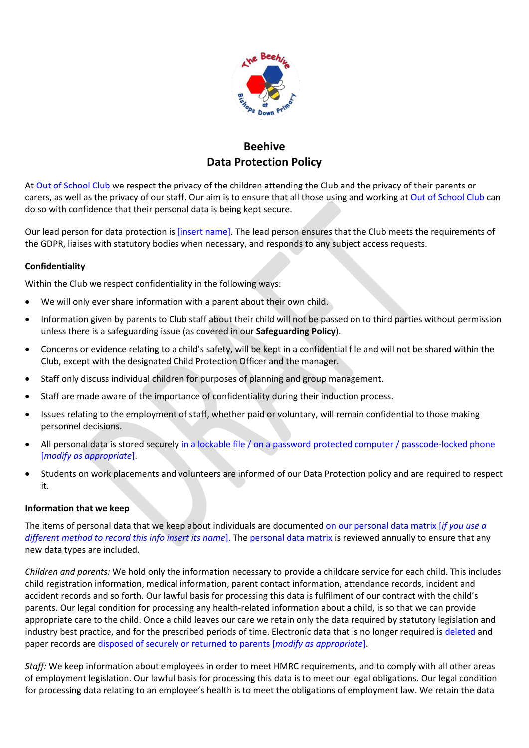# Beehive
# Data Protection Policy

At Out of School Club we respect the privacy of the children attending the Club and the privacy of their parents or carers, as well as the privacy of our staff. Our aim is to ensure that all those using and working at Out of School Club can do so with confidence that their personal data is being kept secure.

Our lead person for data protection is [insert name]. The lead person ensures that the Club meets the requirements of the GDPR, liaises with statutory bodies when necessary, and responds to any subject access requests.

**Confidentiality**

Within the Club we respect confidentiality in the following ways:

- We will only ever share information with a parent about their own child.
- Information given by parents to Club staff about their child will not be passed on to third parties without permission unless there is a safeguarding issue (as covered in our **Safeguarding Policy**).
- Concerns or evidence relating to a child's safety, will be kept in a confidential file and will not be shared within the Club, except with the designated Child Protection Officer and the manager.
- Staff only discuss individual children for purposes of planning and group management.
- Staff are made aware of the importance of confidentiality during their induction process.
- Issues relating to the employment of staff, whether paid or voluntary, will remain confidential to those making personnel decisions.
- All personal data is stored securely in a lockable file / on a password protected computer / passcode-locked phone [*modify as appropriate*].
- Students on work placements and volunteers are informed of our Data Protection policy and are required to respect it.

**Information that we keep**

The items of personal data that we keep about individuals are documented on our personal data matrix [*if you use a different method to record this info insert its name*]. The personal data matrix is reviewed annually to ensure that any new data types are included.

*Children and parents:* We hold only the information necessary to provide a childcare service for each child. This includes child registration information, medical information, parent contact information, attendance records, incident and accident records and so forth. Our lawful basis for processing this data is fulfilment of our contract with the child's parents. Our legal condition for processing any health-related information about a child, is so that we can provide appropriate care to the child. Once a child leaves our care we retain only the data required by statutory legislation and industry best practice, and for the prescribed periods of time. Electronic data that is no longer required is deleted and paper records are disposed of securely or returned to parents [*modify as appropriate*].

*Staff:* We keep information about employees in order to meet HMRC requirements, and to comply with all other areas of employment legislation. Our lawful basis for processing this data is to meet our legal obligations. Our legal condition for processing data relating to an employee's health is to meet the obligations of employment law. We retain the data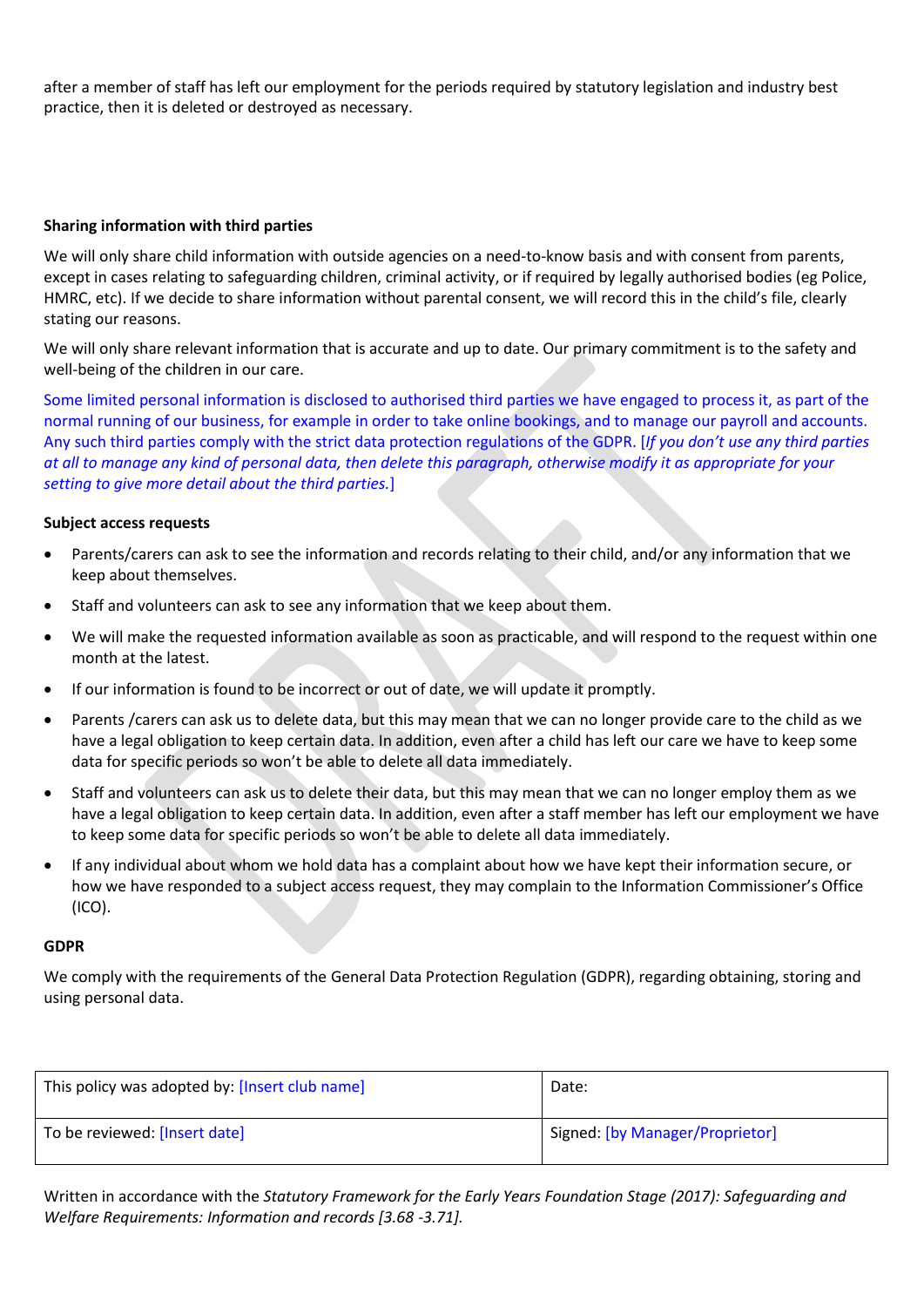after a member of staff has left our employment for the periods required by statutory legislation and industry best practice, then it is deleted or destroyed as necessary.

**Sharing information with third parties**

We will only share child information with outside agencies on a need-to-know basis and with consent from parents, except in cases relating to safeguarding children, criminal activity, or if required by legally authorised bodies (eg Police, HMRC, etc). If we decide to share information without parental consent, we will record this in the child's file, clearly stating our reasons.

We will only share relevant information that is accurate and up to date. Our primary commitment is to the safety and well-being of the children in our care.

Some limited personal information is disclosed to authorised third parties we have engaged to process it, as part of the normal running of our business, for example in order to take online bookings, and to manage our payroll and accounts. Any such third parties comply with the strict data protection regulations of the GDPR. [*If you don't use any third parties at all to manage any kind of personal data, then delete this paragraph, otherwise modify it as appropriate for your setting to give more detail about the third parties.*]

**Subject access requests**

- Parents/carers can ask to see the information and records relating to their child, and/or any information that we keep about themselves.
- Staff and volunteers can ask to see any information that we keep about them.
- We will make the requested information available as soon as practicable, and will respond to the request within one month at the latest.
- If our information is found to be incorrect or out of date, we will update it promptly.
- Parents /carers can ask us to delete data, but this may mean that we can no longer provide care to the child as we have a legal obligation to keep certain data. In addition, even after a child has left our care we have to keep some data for specific periods so won't be able to delete all data immediately.
- Staff and volunteers can ask us to delete their data, but this may mean that we can no longer employ them as we have a legal obligation to keep certain data. In addition, even after a staff member has left our employment we have to keep some data for specific periods so won't be able to delete all data immediately.
- If any individual about whom we hold data has a complaint about how we have kept their information secure, or how we have responded to a subject access request, they may complain to the Information Commissioner's Office (ICO).

**GDPR**

We comply with the requirements of the General Data Protection Regulation (GDPR), regarding obtaining, storing and using personal data.

| | |
|---|---|
| This policy was adopted by: [Insert club name] | Date: |
| To be reviewed: [Insert date] | Signed: [by Manager/Proprietor] |

Written in accordance with the *Statutory Framework for the Early Years Foundation Stage (2017): Safeguarding and Welfare Requirements: Information and records [3.68 -3.71].*